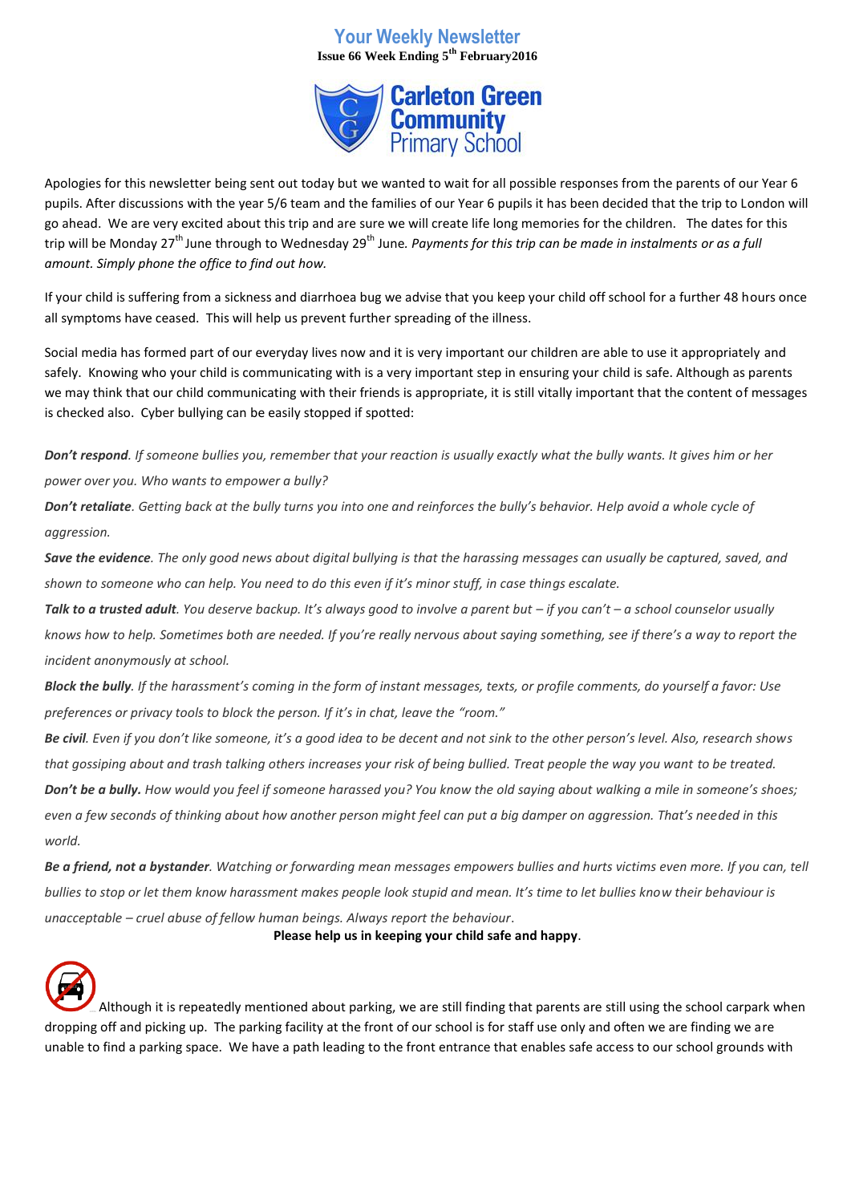# Your Weekly Newsletter

**Issue 66 Week Ending 5th February2016**

**Carleton Green Community Primary School**

Apologies for this newsletter being sent out today but we wanted to wait for all possible responses from the parents of our Year 6 pupils. After discussions with the year 5/6 team and the families of our Year 6 pupils it has been decided that the trip to London will go ahead. We are very excited about this trip and are sure we will create life long memories for the children. The dates for this trip will be Monday 27th June through to Wednesday 29th June. *Payments for this trip can be made in instalments or as a full amount. Simply phone the office to find out how.*

If your child is suffering from a sickness and diarrhoea bug we advise that you keep your child off school for a further 48 hours once all symptoms have ceased. This will help us prevent further spreading of the illness.

Social media has formed part of our everyday lives now and it is very important our children are able to use it appropriately and safely. Knowing who your child is communicating with is a very important step in ensuring your child is safe. Although as parents we may think that our child communicating with their friends is appropriate, it is still vitally important that the content of messages is checked also. Cyber bullying can be easily stopped if spotted:

***Don't respond****. If someone bullies you, remember that your reaction is usually exactly what the bully wants. It gives him or her power over you. Who wants to empower a bully?*

***Don't retaliate****. Getting back at the bully turns you into one and reinforces the bully's behavior. Help avoid a whole cycle of aggression.*

***Save the evidence****. The only good news about digital bullying is that the harassing messages can usually be captured, saved, and shown to someone who can help. You need to do this even if it's minor stuff, in case things escalate.*

***Talk to a trusted adult****. You deserve backup. It's always good to involve a parent but – if you can't – a school counselor usually knows how to help. Sometimes both are needed. If you're really nervous about saying something, see if there's a way to report the incident anonymously at school.*

***Block the bully****. If the harassment's coming in the form of instant messages, texts, or profile comments, do yourself a favor: Use preferences or privacy tools to block the person. If it's in chat, leave the "room."*

***Be civil****. Even if you don't like someone, it's a good idea to be decent and not sink to the other person's level. Also, research shows that gossiping about and trash talking others increases your risk of being bullied. Treat people the way you want to be treated.*

***Don't be a bully.*** *How would you feel if someone harassed you? You know the old saying about walking a mile in someone's shoes; even a few seconds of thinking about how another person might feel can put a big damper on aggression. That's needed in this world.*

***Be a friend, not a bystander****. Watching or forwarding mean messages empowers bullies and hurts victims even more. If you can, tell bullies to stop or let them know harassment makes people look stupid and mean. It's time to let bullies know their behaviour is unacceptable – cruel abuse of fellow human beings. Always report the behaviour*.

**Please help us in keeping your child safe and happy**.

Although it is repeatedly mentioned about parking, we are still finding that parents are still using the school carpark when dropping off and picking up. The parking facility at the front of our school is for staff use only and often we are finding we are unable to find a parking space. We have a path leading to the front entrance that enables safe access to our school grounds with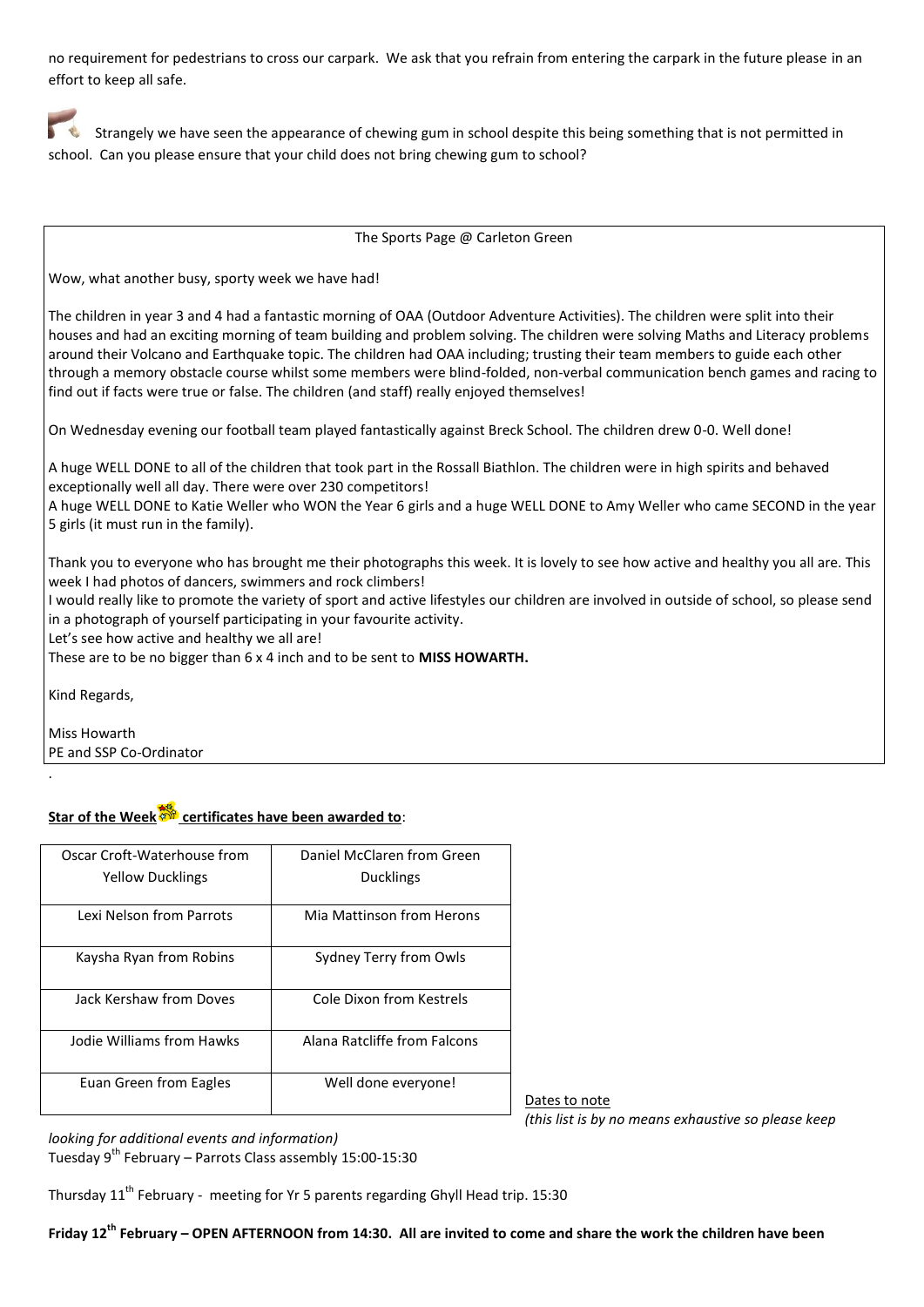no requirement for pedestrians to cross our carpark. We ask that you refrain from entering the carpark in the future please in an effort to keep all safe.

Strangely we have seen the appearance of chewing gum in school despite this being something that is not permitted in school. Can you please ensure that your child does not bring chewing gum to school?

The Sports Page @ Carleton Green

Wow, what another busy, sporty week we have had!

The children in year 3 and 4 had a fantastic morning of OAA (Outdoor Adventure Activities). The children were split into their houses and had an exciting morning of team building and problem solving. The children were solving Maths and Literacy problems around their Volcano and Earthquake topic. The children had OAA including; trusting their team members to guide each other through a memory obstacle course whilst some members were blind-folded, non-verbal communication bench games and racing to find out if facts were true or false. The children (and staff) really enjoyed themselves!

On Wednesday evening our football team played fantastically against Breck School. The children drew 0-0. Well done!

A huge WELL DONE to all of the children that took part in the Rossall Biathlon. The children were in high spirits and behaved exceptionally well all day. There were over 230 competitors!
A huge WELL DONE to Katie Weller who WON the Year 6 girls and a huge WELL DONE to Amy Weller who came SECOND in the year 5 girls (it must run in the family).

Thank you to everyone who has brought me their photographs this week. It is lovely to see how active and healthy you all are. This week I had photos of dancers, swimmers and rock climbers!
I would really like to promote the variety of sport and active lifestyles our children are involved in outside of school, so please send in a photograph of yourself participating in your favourite activity.
Let's see how active and healthy we all are!
These are to be no bigger than 6 x 4 inch and to be sent to **MISS HOWARTH.**

Kind Regards,

Miss Howarth
PE and SSP Co-Ordinator

**Star of the Week certificates have been awarded to**:

| | |
|---|---|
| Oscar Croft-Waterhouse from Yellow Ducklings | Daniel McClaren from Green Ducklings |
| Lexi Nelson from Parrots | Mia Mattinson from Herons |
| Kaysha Ryan from Robins | Sydney Terry from Owls |
| Jack Kershaw from Doves | Cole Dixon from Kestrels |
| Jodie Williams from Hawks | Alana Ratcliffe from Falcons |
| Euan Green from Eagles | Well done everyone! |

Dates to note
*(this list is by no means exhaustive so please keep looking for additional events and information)*

Tuesday 9th February – Parrots Class assembly 15:00-15:30

Thursday 11th February - meeting for Yr 5 parents regarding Ghyll Head trip. 15:30

**Friday 12th February – OPEN AFTERNOON from 14:30. All are invited to come and share the work the children have been**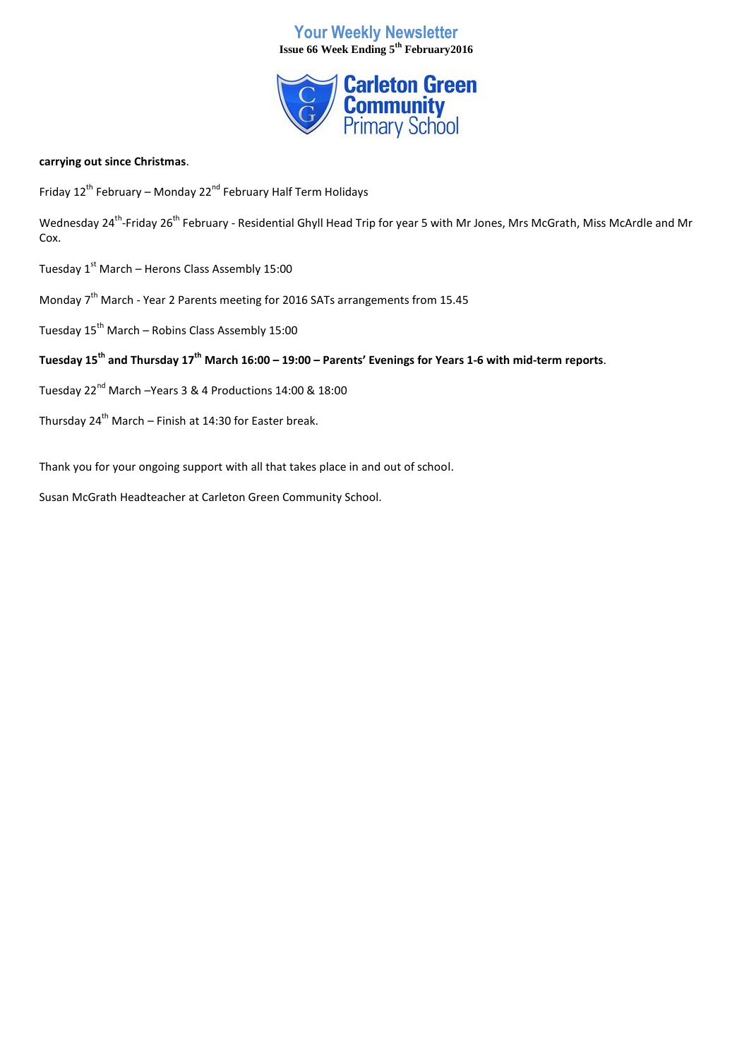**carrying out since Christmas**.

Friday 12th February – Monday 22nd February Half Term Holidays

Wednesday 24th-Friday 26th February - Residential Ghyll Head Trip for year 5 with Mr Jones, Mrs McGrath, Miss McArdle and Mr Cox.

Tuesday 1st March – Herons Class Assembly 15:00

Monday 7th March - Year 2 Parents meeting for 2016 SATs arrangements from 15.45

Tuesday 15th March – Robins Class Assembly 15:00

**Tuesday 15th and Thursday 17th March 16:00 – 19:00 – Parents' Evenings for Years 1-6 with mid-term reports**.

Tuesday 22nd March –Years 3 & 4 Productions 14:00 & 18:00

Thursday 24th March – Finish at 14:30 for Easter break.

Thank you for your ongoing support with all that takes place in and out of school.

Susan McGrath Headteacher at Carleton Green Community School.